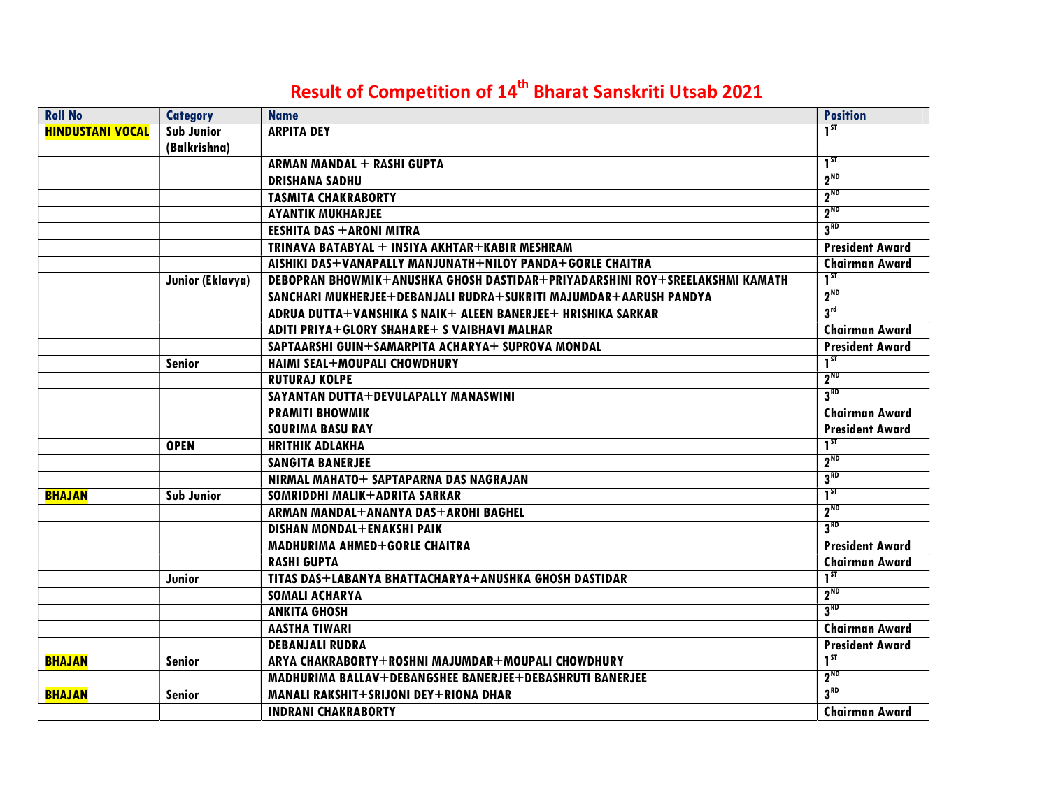# Result of Competition of 14th Bharat Sanskriti Utsab 2021

| Roll No | Category | Name | Position |
|---|---|---|---|
| HINDUSTANI VOCAL | Sub Junior (Balkrishna) | ARPITA DEY | 1ST |
| | | ARMAN MANDAL + RASHI GUPTA | 1ST |
| | | DRISHANA SADHU | 2ND |
| | | TASMITA CHAKRABORTY | 2ND |
| | | AYANTIK MUKHARJEE | 2ND |
| | | EESHITA DAS +ARONI MITRA | 3RD |
| | | TRINAVA BATABYAL + INSIYA AKHTAR+KABIR MESHRAM | President Award |
| | | AISHIKI DAS+VANAPALLY MANJUNATH+NILOY PANDA+GORLE CHAITRA | Chairman Award |
| | Junior (Eklavya) | DEBOPRAN BHOWMIK+ANUSHKA GHOSH DASTIDAR+PRIYADARSHINI ROY+SREELAKSHMI KAMATH | 1ST |
| | | SANCHARI MUKHERJEE+DEBANJALI RUDRA+SUKRITI MAJUMDAR+AARUSH PANDYA | 2ND |
| | | ADRUA DUTTA+VANSHIKA S NAIK+ ALEEN BANERJEE+ HRISHIKA SARKAR | 3rd |
| | | ADITI PRIYA+GLORY SHAHARE+ S VAIBHAVI MALHAR | Chairman Award |
| | | SAPTAARSHI GUIN+SAMARPITA ACHARYA+ SUPROVA MONDAL | President Award |
| | Senior | HAIMI SEAL+MOUPALI CHOWDHURY | 1ST |
| | | RUTURAJ KOLPE | 2ND |
| | | SAYANTAN DUTTA+DEVULAPALLY MANASWINI | 3RD |
| | | PRAMITI BHOWMIK | Chairman Award |
| | | SOURIMA BASU RAY | President Award |
| | OPEN | HRITHIK ADLAKHA | 1ST |
| | | SANGITA BANERJEE | 2ND |
| | | NIRMAL MAHATO+ SAPTAPARNA DAS NAGRAJAN | 3RD |
| BHAJAN | Sub Junior | SOMRIDDHI MALIK+ADRITA SARKAR | 1ST |
| | | ARMAN MANDAL+ANANYA DAS+AROHI BAGHEL | 2ND |
| | | DISHAN MONDAL+ENAKSHI PAIK | 3RD |
| | | MADHURIMA AHMED+GORLE CHAITRA | President Award |
| | | RASHI GUPTA | Chairman Award |
| | Junior | TITAS DAS+LABANYA BHATTACHARYA+ANUSHKA GHOSH DASTIDAR | 1ST |
| | | SOMALI ACHARYA | 2ND |
| | | ANKITA GHOSH | 3RD |
| | | AASTHA TIWARI | Chairman Award |
| | | DEBANJALI RUDRA | President Award |
| BHAJAN | Senior | ARYA CHAKRABORTY+ROSHNI MAJUMDAR+MOUPALI CHOWDHURY | 1ST |
| | | MADHURIMA BALLAV+DEBANGSHEE BANERJEE+DEBASHRUTI BANERJEE | 2ND |
| BHAJAN | Senior | MANALI RAKSHIT+SRIJONI DEY+RIONA DHAR | 3RD |
| | | INDRANI CHAKRABORTY | Chairman Award |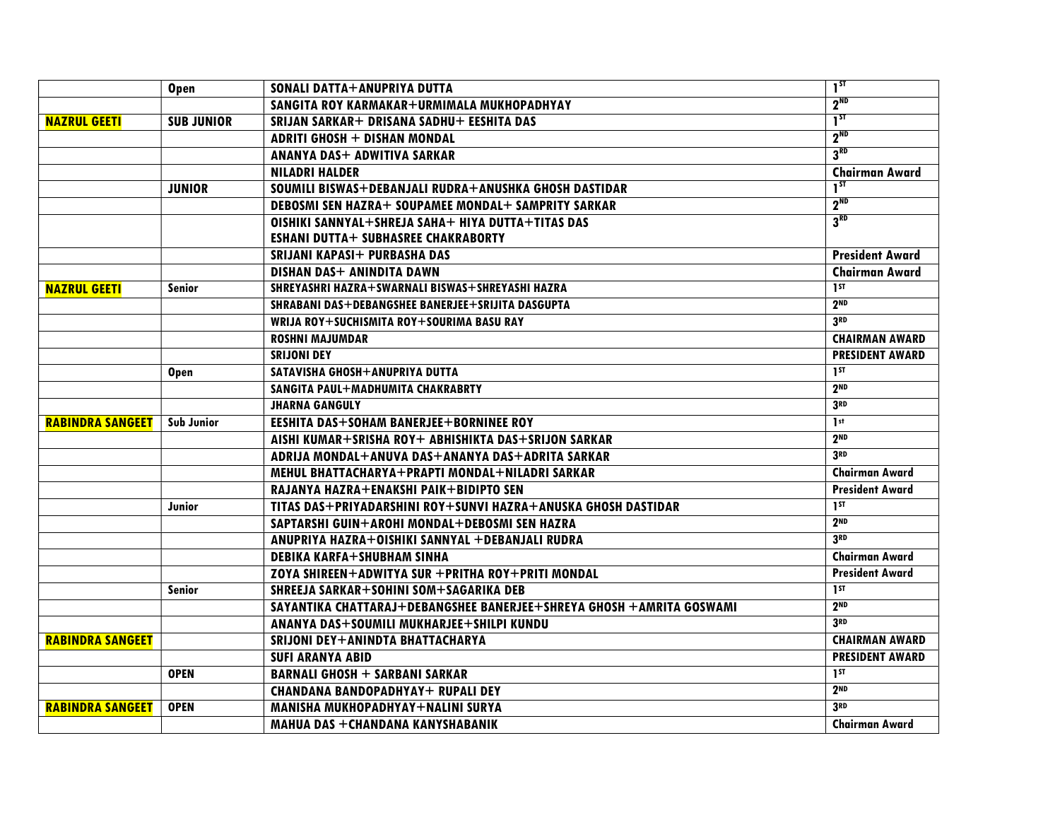| | | | |
|---|---|---|---|
| | **Open** | **SONALI DATTA+ANUPRIYA DUTTA** | **1ST** |
| | | **SANGITA ROY KARMAKAR+URMIMALA MUKHOPADHYAY** | **2ND** |
| **NAZRUL GEETI** | **SUB JUNIOR** | **SRIJAN SARKAR+ DRISANA SADHU+ EESHITA DAS** | **1ST** |
| | | **ADRITI GHOSH + DISHAN MONDAL** | **2ND** |
| | | **ANANYA DAS+ ADWITIVA SARKAR** | **3RD** |
| | | **NILADRI HALDER** | **Chairman Award** |
| | **JUNIOR** | **SOUMILI BISWAS+DEBANJALI RUDRA+ANUSHKA GHOSH DASTIDAR** | **1ST** |
| | | **DEBOSMI SEN HAZRA+ SOUPAMEE MONDAL+ SAMPRITY SARKAR** | **2ND** |
| | | **OISHIKI SANNYAL+SHREJA SAHA+ HIYA DUTTA+TITAS DAS ESHANI DUTTA+ SUBHASREE CHAKRABORTY** | **3RD** |
| | | **SRIJANI KAPASI+ PURBASHA DAS** | **President Award** |
| | | **DISHAN DAS+ ANINDITA DAWN** | **Chairman Award** |
| **NAZRUL GEETI** | **Senior** | **SHREYASHRI HAZRA+SWARNALI BISWAS+SHREYASHI HAZRA** | **1ST** |
| | | **SHRABANI DAS+DEBANGSHEE BANERJEE+SRIJITA DASGUPTA** | **2ND** |
| | | **WRIJA ROY+SUCHISMITA ROY+SOURIMA BASU RAY** | **3RD** |
| | | **ROSHNI MAJUMDAR** | **CHAIRMAN AWARD** |
| | | **SRIJONI DEY** | **PRESIDENT AWARD** |
| | **Open** | **SATAVISHA GHOSH+ANUPRIYA DUTTA** | **1ST** |
| | | **SANGITA PAUL+MADHUMITA CHAKRABRTY** | **2ND** |
| | | **JHARNA GANGULY** | **3RD** |
| **RABINDRA SANGEET** | **Sub Junior** | **EESHITA DAS+SOHAM BANERJEE+BORNINEE ROY** | **1st** |
| | | **AISHI KUMAR+SRISHA ROY+ ABHISHIKTA DAS+SRIJON SARKAR** | **2ND** |
| | | **ADRIJA MONDAL+ANUVA DAS+ANANYA DAS+ADRITA SARKAR** | **3RD** |
| | | **MEHUL BHATTACHARYA+PRAPTI MONDAL+NILADRI SARKAR** | **Chairman Award** |
| | | **RAJANYA HAZRA+ENAKSHI PAIK+BIDIPTO SEN** | **President Award** |
| | **Junior** | **TITAS DAS+PRIYADARSHINI ROY+SUNVI HAZRA+ANUSKA GHOSH DASTIDAR** | **1ST** |
| | | **SAPTARSHI GUIN+AROHI MONDAL+DEBOSMI SEN HAZRA** | **2ND** |
| | | **ANUPRIYA HAZRA+OISHIKI SANNYAL +DEBANJALI RUDRA** | **3RD** |
| | | **DEBIKA KARFA+SHUBHAM SINHA** | **Chairman Award** |
| | | **ZOYA SHIREEN+ADWITYA SUR +PRITHA ROY+PRITI MONDAL** | **President Award** |
| | **Senior** | **SHREEJA SARKAR+SOHINI SOM+SAGARIKA DEB** | **1ST** |
| | | **SAYANTIKA CHATTARAJ+DEBANGSHEE BANERJEE+SHREYA GHOSH +AMRITA GOSWAMI** | **2ND** |
| | | **ANANYA DAS+SOUMILI MUKHARJEE+SHILPI KUNDU** | **3RD** |
| **RABINDRA SANGEET** | | **SRIJONI DEY+ANINDTA BHATTACHARYA** | **CHAIRMAN AWARD** |
| | | **SUFI ARANYA ABID** | **PRESIDENT AWARD** |
| | **OPEN** | **BARNALI GHOSH + SARBANI SARKAR** | **1ST** |
| | | **CHANDANA BANDOPADHYAY+ RUPALI DEY** | **2ND** |
| **RABINDRA SANGEET** | **OPEN** | **MANISHA MUKHOPADHYAY+NALINI SURYA** | **3RD** |
| | | **MAHUA DAS +CHANDANA KANYSHABANIK** | **Chairman Award** |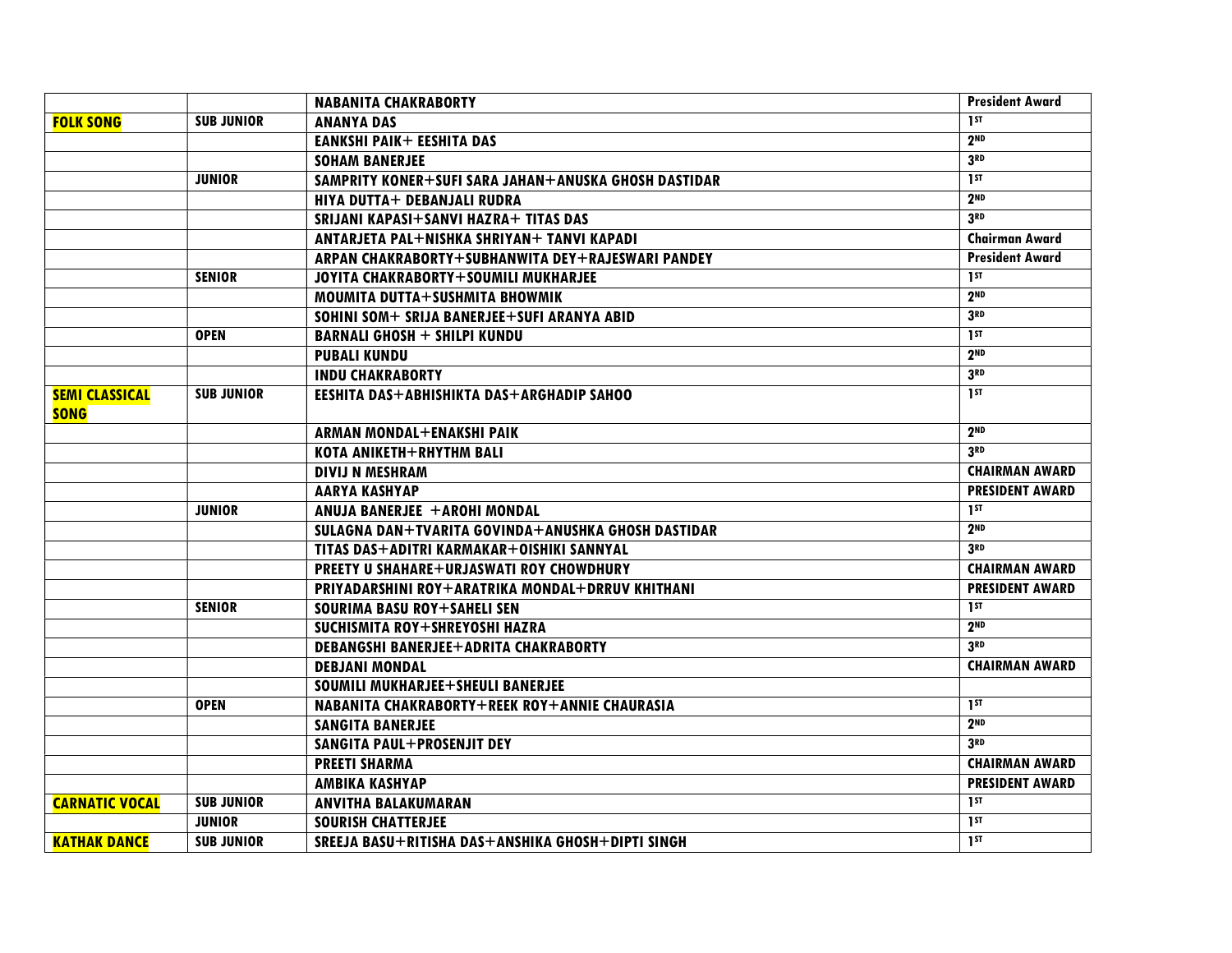| | | | |
|---|---|---|---|
| | | NABANITA CHAKRABORTY | President Award |
| **FOLK SONG** | SUB JUNIOR | ANANYA DAS | 1ST |
| | | EANKSHI PAIK+ EESHITA DAS | 2ND |
| | | SOHAM BANERJEE | 3RD |
| | JUNIOR | SAMPRITY KONER+SUFI SARA JAHAN+ANUSKA GHOSH DASTIDAR | 1ST |
| | | HIYA DUTTA+ DEBANJALI RUDRA | 2ND |
| | | SRIJANI KAPASI+SANVI HAZRA+ TITAS DAS | 3RD |
| | | ANTARJETA PAL+NISHKA SHRIYAN+ TANVI KAPADI | Chairman Award |
| | | ARPAN CHAKRABORTY+SUBHANWITA DEY+RAJESWARI PANDEY | President Award |
| | SENIOR | JOYITA CHAKRABORTY+SOUMILI MUKHARJEE | 1ST |
| | | MOUMITA DUTTA+SUSHMITA BHOWMIK | 2ND |
| | | SOHINI SOM+ SRIJA BANERJEE+SUFI ARANYA ABID | 3RD |
| | OPEN | BARNALI GHOSH + SHILPI KUNDU | 1ST |
| | | PUBALI KUNDU | 2ND |
| | | INDU CHAKRABORTY | 3RD |
| **SEMI CLASSICAL SONG** | SUB JUNIOR | EESHITA DAS+ABHISHIKTA DAS+ARGHADIP SAHOO | 1ST |
| | | ARMAN MONDAL+ENAKSHI PAIK | 2ND |
| | | KOTA ANIKETH+RHYTHM BALI | 3RD |
| | | DIVIJ N MESHRAM | CHAIRMAN AWARD |
| | | AARYA KASHYAP | PRESIDENT AWARD |
| | JUNIOR | ANUJA BANERJEE +AROHI MONDAL | 1ST |
| | | SULAGNA DAN+TVARITA GOVINDA+ANUSHKA GHOSH DASTIDAR | 2ND |
| | | TITAS DAS+ADITRI KARMAKAR+OISHIKI SANNYAL | 3RD |
| | | PREETY U SHAHARE+URJASWATI ROY CHOWDHURY | CHAIRMAN AWARD |
| | | PRIYADARSHINI ROY+ARATRIKA MONDAL+DRRUV KHITHANI | PRESIDENT AWARD |
| | SENIOR | SOURIMA BASU ROY+SAHELI SEN | 1ST |
| | | SUCHISMITA ROY+SHREYOSHI HAZRA | 2ND |
| | | DEBANGSHI BANERJEE+ADRITA CHAKRABORTY | 3RD |
| | | DEBJANI MONDAL | CHAIRMAN AWARD |
| | | SOUMILI MUKHARJEE+SHEULI BANERJEE | |
| | OPEN | NABANITA CHAKRABORTY+REEK ROY+ANNIE CHAURASIA | 1ST |
| | | SANGITA BANERJEE | 2ND |
| | | SANGITA PAUL+PROSENJIT DEY | 3RD |
| | | PREETI SHARMA | CHAIRMAN AWARD |
| | | AMBIKA KASHYAP | PRESIDENT AWARD |
| **CARNATIC VOCAL** | SUB JUNIOR | ANVITHA BALAKUMARAN | 1ST |
| | JUNIOR | SOURISH CHATTERJEE | 1ST |
| **KATHAK DANCE** | SUB JUNIOR | SREEJA BASU+RITISHA DAS+ANSHIKA GHOSH+DIPTI SINGH | 1ST |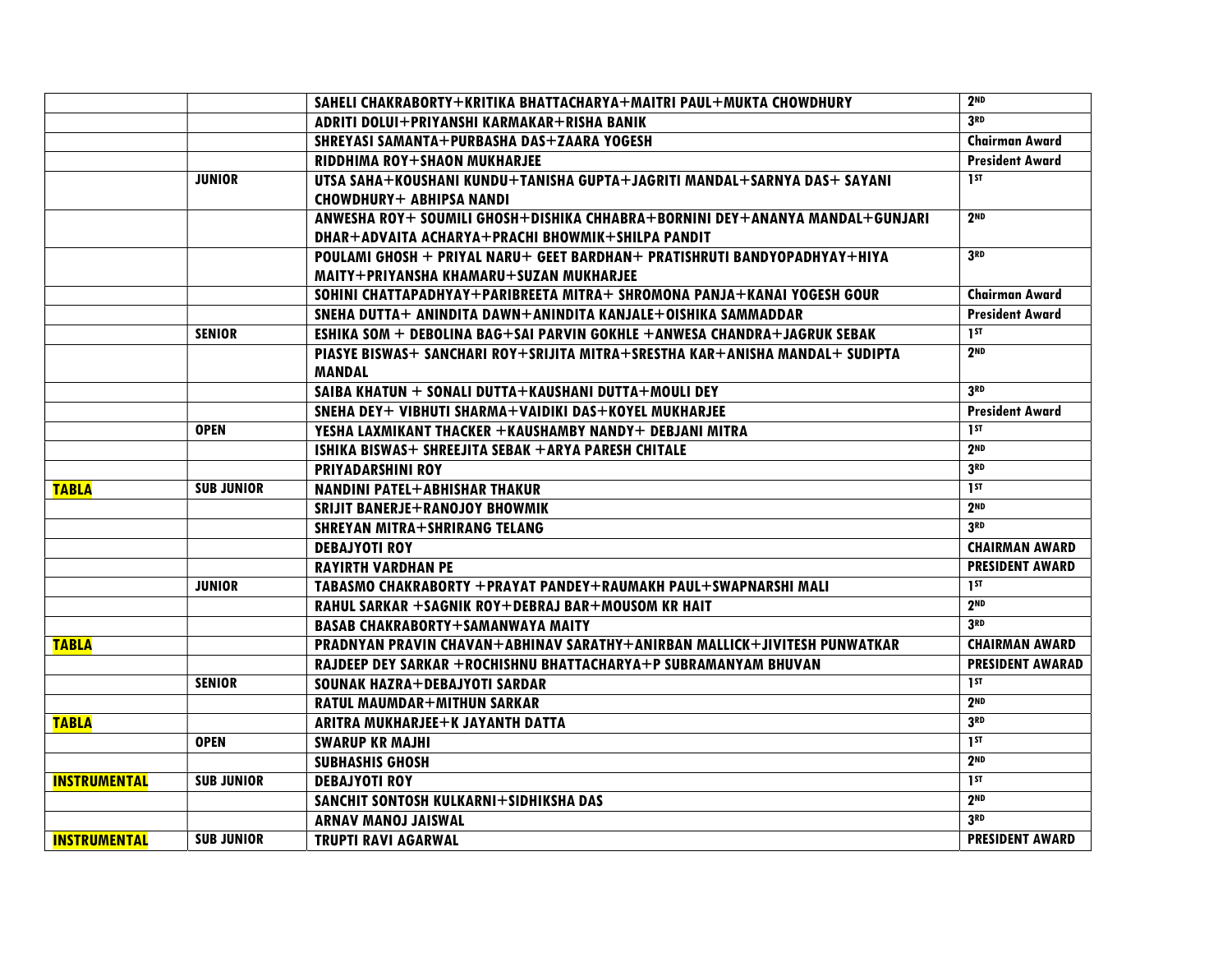| | | | |
|---|---|---|---|
| | | SAHELI CHAKRABORTY+KRITIKA BHATTACHARYA+MAITRI PAUL+MUKTA CHOWDHURY | 2ND |
| | | ADRITI DOLUI+PRIYANSHI KARMAKAR+RISHA BANIK | 3RD |
| | | SHREYASI SAMANTA+PURBASHA DAS+ZAARA YOGESH | Chairman Award |
| | | RIDDHIMA ROY+SHAON MUKHARJEE | President Award |
| | JUNIOR | UTSA SAHA+KOUSHANI KUNDU+TANISHA GUPTA+JAGRITI MANDAL+SARNYA DAS+ SAYANI CHOWDHURY+ ABHIPSA NANDI | 1ST |
| | | ANWESHA ROY+ SOUMILI GHOSH+DISHIKA CHHABRA+BORNINI DEY+ANANYA MANDAL+GUNJARI DHAR+ADVAITA ACHARYA+PRACHI BHOWMIK+SHILPA PANDIT | 2ND |
| | | POULAMI GHOSH + PRIYAL NARU+ GEET BARDHAN+ PRATISHRUTI BANDYOPADHYAY+HIYA MAITY+PRIYANSHA KHAMARU+SUZAN MUKHARJEE | 3RD |
| | | SOHINI CHATTAPADHYAY+PARIBREETA MITRA+ SHROMONA PANJA+KANAI YOGESH GOUR | Chairman Award |
| | | SNEHA DUTTA+ ANINDITA DAWN+ANINDITA KANJALE+OISHIKA SAMMADDAR | President Award |
| | SENIOR | ESHIKA SOM + DEBOLINA BAG+SAI PARVIN GOKHLE +ANWESA CHANDRA+JAGRUK SEBAK | 1ST |
| | | PIASYE BISWAS+ SANCHARI ROY+SRIJITA MITRA+SRESTHA KAR+ANISHA MANDAL+ SUDIPTA MANDAL | 2ND |
| | | SAIBA KHATUN + SONALI DUTTA+KAUSHANI DUTTA+MOULI DEY | 3RD |
| | | SNEHA DEY+ VIBHUTI SHARMA+VAIDIKI DAS+KOYEL MUKHARJEE | President Award |
| | OPEN | YESHA LAXMIKANT THACKER +KAUSHAMBY NANDY+ DEBJANI MITRA | 1ST |
| | | ISHIKA BISWAS+ SHREEJITA SEBAK +ARYA PARESH CHITALE | 2ND |
| | | PRIYADARSHINI ROY | 3RD |
| TABLA | SUB JUNIOR | NANDINI PATEL+ABHISHAR THAKUR | 1ST |
| | | SRIJIT BANERJE+RANOJOY BHOWMIK | 2ND |
| | | SHREYAN MITRA+SHRIRANG TELANG | 3RD |
| | | DEBAJYOTI ROY | CHAIRMAN AWARD |
| | | RAYIRTH VARDHAN PE | PRESIDENT AWARD |
| | JUNIOR | TABASMO CHAKRABORTY +PRAYAT PANDEY+RAUMAKH PAUL+SWAPNARSHI MALI | 1ST |
| | | RAHUL SARKAR +SAGNIK ROY+DEBRAJ BAR+MOUSOM KR HAIT | 2ND |
| | | BASAB CHAKRABORTY+SAMANWAYA MAITY | 3RD |
| TABLA | | PRADNYAN PRAVIN CHAVAN+ABHINAV SARATHY+ANIRBAN MALLICK+JIVITESH PUNWATKAR | CHAIRMAN AWARD |
| | | RAJDEEP DEY SARKAR +ROCHISHNU BHATTACHARYA+P SUBRAMANYAM BHUVAN | PRESIDENT AWARAD |
| | SENIOR | SOUNAK HAZRA+DEBAJYOTI SARDAR | 1ST |
| | | RATUL MAUMDAR+MITHUN SARKAR | 2ND |
| TABLA | | ARITRA MUKHARJEE+K JAYANTH DATTA | 3RD |
| | OPEN | SWARUP KR MAJHI | 1ST |
| | | SUBHASHIS GHOSH | 2ND |
| INSTRUMENTAL | SUB JUNIOR | DEBAJYOTI ROY | 1ST |
| | | SANCHIT SONTOSH KULKARNI+SIDHIKSHA DAS | 2ND |
| | | ARNAV MANOJ JAISWAL | 3RD |
| INSTRUMENTAL | SUB JUNIOR | TRUPTI RAVI AGARWAL | PRESIDENT AWARD |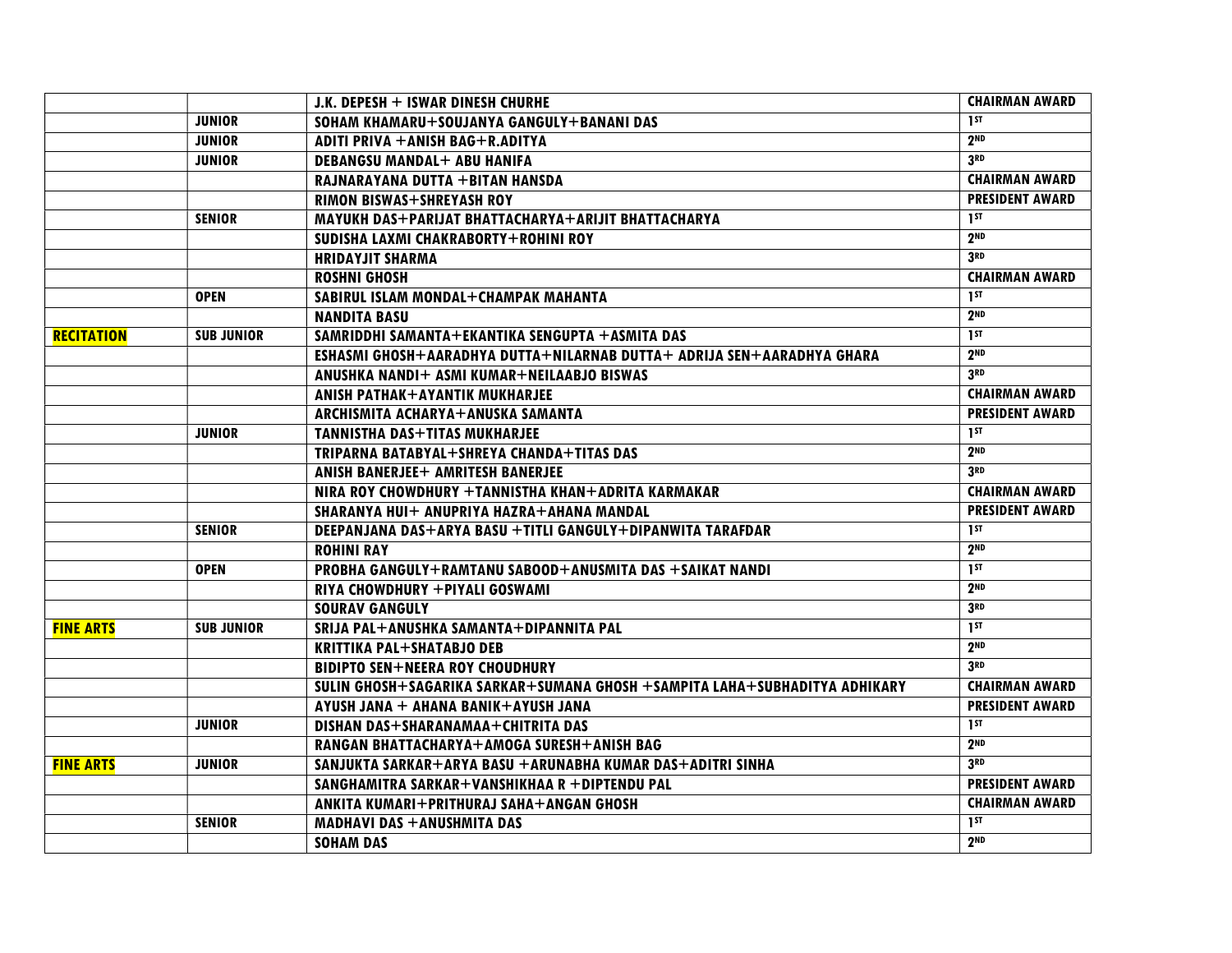| | | | |
|---|---|---|---|
| | | J.K. DEPESH + ISWAR DINESH CHURHE | CHAIRMAN AWARD |
| | JUNIOR | SOHAM KHAMARU+SOUJANYA GANGULY+BANANI DAS | 1ST |
| | JUNIOR | ADITI PRIVA +ANISH BAG+R.ADITYA | 2ND |
| | JUNIOR | DEBANGSU MANDAL+ ABU HANIFA | 3RD |
| | | RAJNARAYANA DUTTA +BITAN HANSDA | CHAIRMAN AWARD |
| | | RIMON BISWAS+SHREYASH ROY | PRESIDENT AWARD |
| | SENIOR | MAYUKH DAS+PARIJAT BHATTACHARYA+ARIJIT BHATTACHARYA | 1ST |
| | | SUDISHA LAXMI CHAKRABORTY+ROHINI ROY | 2ND |
| | | HRIDAYJIT SHARMA | 3RD |
| | | ROSHNI GHOSH | CHAIRMAN AWARD |
| | OPEN | SABIRUL ISLAM MONDAL+CHAMPAK MAHANTA | 1ST |
| | | NANDITA BASU | 2ND |
| **RECITATION** | SUB JUNIOR | SAMRIDDHI SAMANTA+EKANTIKA SENGUPTA +ASMITA DAS | 1ST |
| | | ESHASMI GHOSH+AARADHYA DUTTA+NILARNAB DUTTA+ ADRIJA SEN+AARADHYA GHARA | 2ND |
| | | ANUSHKA NANDI+ ASMI KUMAR+NEILAABJO BISWAS | 3RD |
| | | ANISH PATHAK+AYANTIK MUKHARJEE | CHAIRMAN AWARD |
| | | ARCHISMITA ACHARYA+ANUSKA SAMANTA | PRESIDENT AWARD |
| | JUNIOR | TANNISTHA DAS+TITAS MUKHARJEE | 1ST |
| | | TRIPARNA BATABYAL+SHREYA CHANDA+TITAS DAS | 2ND |
| | | ANISH BANERJEE+ AMRITESH BANERJEE | 3RD |
| | | NIRA ROY CHOWDHURY +TANNISTHA KHAN+ADRITA KARMAKAR | CHAIRMAN AWARD |
| | | SHARANYA HUI+ ANUPRIYA HAZRA+AHANA MANDAL | PRESIDENT AWARD |
| | SENIOR | DEEPANJANA DAS+ARYA BASU +TITLI GANGULY+DIPANWITA TARAFDAR | 1ST |
| | | ROHINI RAY | 2ND |
| | OPEN | PROBHA GANGULY+RAMTANU SABOOD+ANUSMITA DAS +SAIKAT NANDI | 1ST |
| | | RIYA CHOWDHURY +PIYALI GOSWAMI | 2ND |
| | | SOURAV GANGULY | 3RD |
| **FINE ARTS** | SUB JUNIOR | SRIJA PAL+ANUSHKA SAMANTA+DIPANNITA PAL | 1ST |
| | | KRITTIKA PAL+SHATABJO DEB | 2ND |
| | | BIDIPTO SEN+NEERA ROY CHOUDHURY | 3RD |
| | | SULIN GHOSH+SAGARIKA SARKAR+SUMANA GHOSH +SAMPITA LAHA+SUBHADITYA ADHIKARY | CHAIRMAN AWARD |
| | | AYUSH JANA + AHANA BANIK+AYUSH JANA | PRESIDENT AWARD |
| | JUNIOR | DISHAN DAS+SHARANAMAA+CHITRITA DAS | 1ST |
| | | RANGAN BHATTACHARYA+AMOGA SURESH+ANISH BAG | 2ND |
| **FINE ARTS** | JUNIOR | SANJUKTA SARKAR+ARYA BASU +ARUNABHA KUMAR DAS+ADITRI SINHA | 3RD |
| | | SANGHAMITRA SARKAR+VANSHIKHAA R +DIPTENDU PAL | PRESIDENT AWARD |
| | | ANKITA KUMARI+PRITHURAJ SAHA+ANGAN GHOSH | CHAIRMAN AWARD |
| | SENIOR | MADHAVI DAS +ANUSHMITA DAS | 1ST |
| | | SOHAM DAS | 2ND |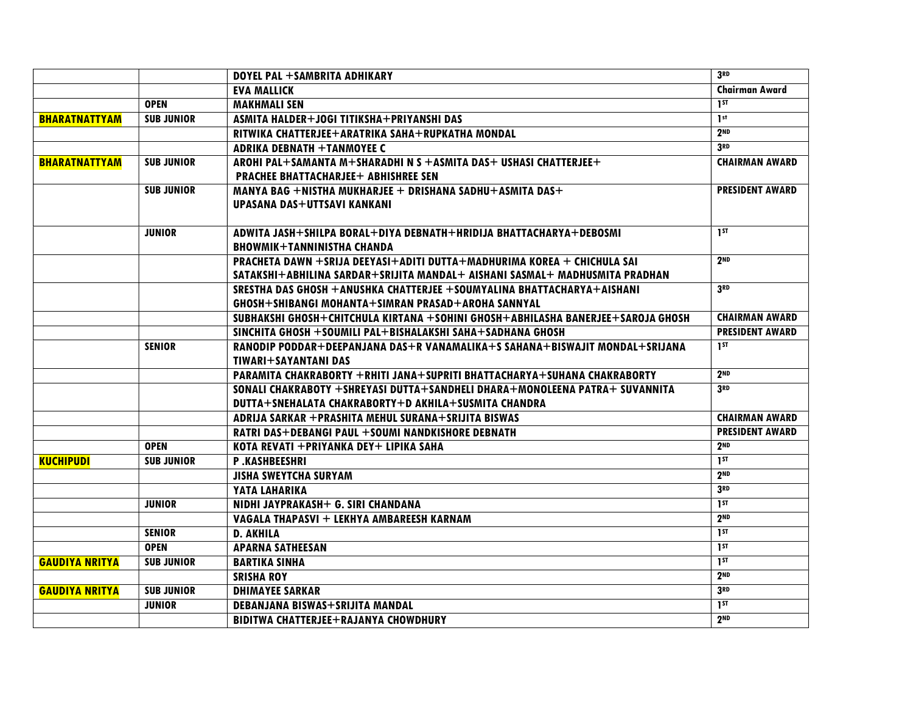| | | | |
|---|---|---|---|
| | | DOYEL PAL +SAMBRITA ADHIKARY | 3RD |
| | | EVA MALLICK | Chairman Award |
| | OPEN | MAKHMALI SEN | 1ST |
| BHARATNATTYAM | SUB JUNIOR | ASMITA HALDER+JOGI TITIKSHA+PRIYANSHI DAS | 1st |
| | | RITWIKA CHATTERJEE+ARATRIKA SAHA+RUPKATHA MONDAL | 2ND |
| | | ADRIKA DEBNATH +TANMOYEE C | 3RD |
| BHARATNATTYAM | SUB JUNIOR | AROHI PAL+SAMANTA M+SHARADHI N S +ASMITA DAS+ USHASI CHATTERJEE+ PRACHEE BHATTACHARJEE+ ABHISHREE SEN | CHAIRMAN AWARD |
| | SUB JUNIOR | MANYA BAG +NISTHA MUKHARJEE + DRISHANA SADHU+ASMITA DAS+ UPASANA DAS+UTTSAVI KANKANI | PRESIDENT AWARD |
| | JUNIOR | ADWITA JASH+SHILPA BORAL+DIYA DEBNATH+HRIDIJA BHATTACHARYA+DEBOSMI BHOWMIK+TANNINISTHA CHANDA | 1ST |
| | | PRACHETA DAWN +SRIJA DEEYASI+ADITI DUTTA+MADHURIMA KOREA + CHICHULA SAI SATAKSHI+ABHILINA SARDAR+SRIJITA MANDAL+ AISHANI SASMAL+ MADHUSMITA PRADHAN | 2ND |
| | | SRESTHA DAS GHOSH +ANUSHKA CHATTERJEE +SOUMYALINA BHATTACHARYA+AISHANI GHOSH+SHIBANGI MOHANTA+SIMRAN PRASAD+AROHA SANNYAL | 3RD |
| | | SUBHAKSHI GHOSH+CHITCHULA KIRTANA +SOHINI GHOSH+ABHILASHA BANERJEE+SAROJA GHOSH | CHAIRMAN AWARD |
| | | SINCHITA GHOSH +SOUMILI PAL+BISHALAKSHI SAHA+SADHANA GHOSH | PRESIDENT AWARD |
| | SENIOR | RANODIP PODDAR+DEEPANJANA DAS+R VANAMALIKA+S SAHANA+BISWAJIT MONDAL+SRIJANA TIWARI+SAYANTANI DAS | 1ST |
| | | PARAMITA CHAKRABORTY +RHITI JANA+SUPRITI BHATTACHARYA+SUHANA CHAKRABORTY | 2ND |
| | | SONALI CHAKRABOTY +SHREYASI DUTTA+SANDHELI DHARA+MONOLEENA PATRA+ SUVANNITA DUTTA+SNEHALATA CHAKRABORTY+D AKHILA+SUSMITA CHANDRA | 3RD |
| | | ADRIJA SARKAR +PRASHITA MEHUL SURANA+SRIJITA BISWAS | CHAIRMAN AWARD |
| | | RATRI DAS+DEBANGI PAUL +SOUMI NANDKISHORE DEBNATH | PRESIDENT AWARD |
| | OPEN | KOTA REVATI +PRIYANKA DEY+ LIPIKA SAHA | 2ND |
| KUCHIPUDI | SUB JUNIOR | P .KASHBEESHRI | 1ST |
| | | JISHA SWEYTCHA SURYAM | 2ND |
| | | YATA LAHARIKA | 3RD |
| | JUNIOR | NIDHI JAYPRAKASH+ G. SIRI CHANDANA | 1ST |
| | | VAGALA THAPASVI + LEKHYA AMBAREESH KARNAM | 2ND |
| | SENIOR | D. AKHILA | 1ST |
| | OPEN | APARNA SATHEESAN | 1ST |
| GAUDIYA NRITYA | SUB JUNIOR | BARTIKA SINHA | 1ST |
| | | SRISHA ROY | 2ND |
| GAUDIYA NRITYA | SUB JUNIOR | DHIMAYEE SARKAR | 3RD |
| | JUNIOR | DEBANJANA BISWAS+SRIJITA MANDAL | 1ST |
| | | BIDITWA CHATTERJEE+RAJANYA CHOWDHURY | 2ND |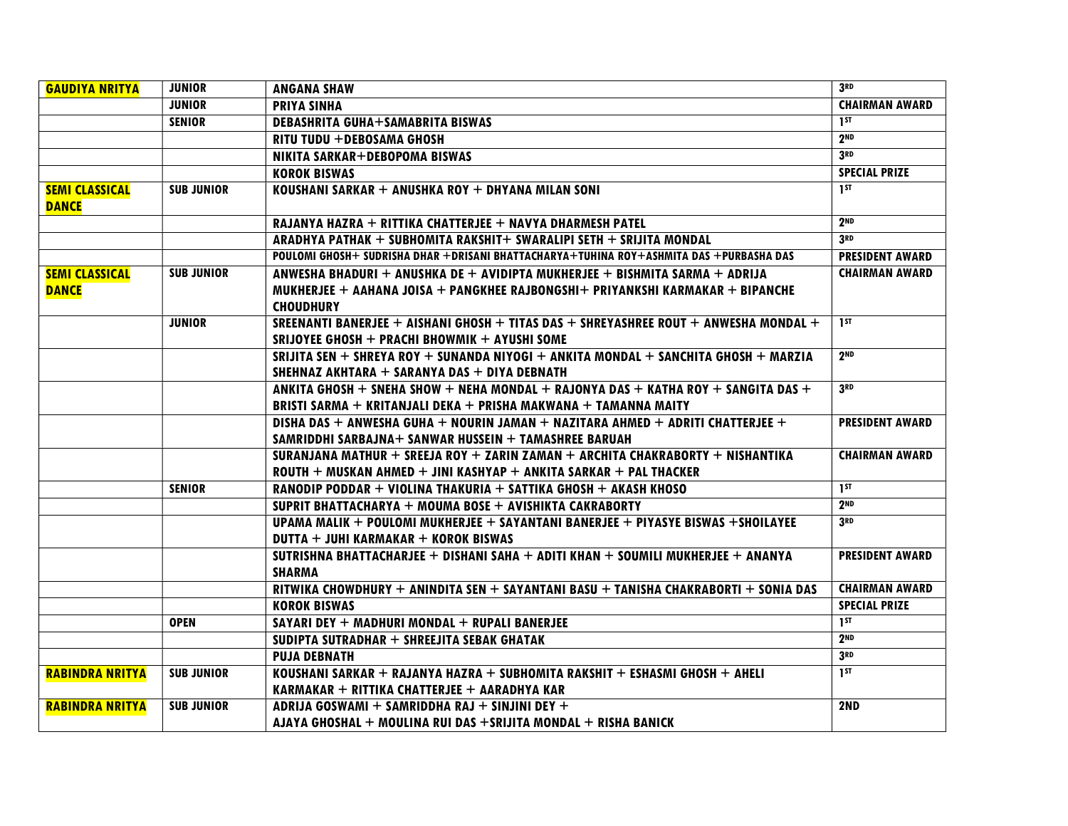| GAUDIYA NRITYA | JUNIOR | ANGANA SHAW | 3RD |
|---|---|---|---|
| | JUNIOR | PRIYA SINHA | CHAIRMAN AWARD |
| | SENIOR | DEBASHRITA GUHA+SAMABRITA BISWAS | 1ST |
| | | RITU TUDU +DEBOSAMA GHOSH | 2ND |
| | | NIKITA SARKAR+DEBOPOMA BISWAS | 3RD |
| | | KOROK BISWAS | SPECIAL PRIZE |
| SEMI CLASSICAL DANCE | SUB JUNIOR | KOUSHANI SARKAR + ANUSHKA ROY + DHYANA MILAN SONI | 1ST |
| | | RAJANYA HAZRA + RITTIKA CHATTERJEE + NAVYA DHARMESH PATEL | 2ND |
| | | ARADHYA PATHAK + SUBHOMITA RAKSHIT+ SWARALIPI SETH + SRIJITA MONDAL | 3RD |
| | | POULOMI GHOSH+ SUDRISHA DHAR +DRISANI BHATTACHARYA+TUHINA ROY+ASHMITA DAS +PURBASHA DAS | PRESIDENT AWARD |
| SEMI CLASSICAL DANCE | SUB JUNIOR | ANWESHA BHADURI + ANUSHKA DE + AVIDIPTA MUKHERJEE + BISHMITA SARMA + ADRIJA MUKHERJEE + AAHANA JOISA + PANGKHEE RAJBONGSHI+ PRIYANKSHI KARMAKAR + BIPANCHE CHOUDHURY | CHAIRMAN AWARD |
| | JUNIOR | SREENANTI BANERJEE + AISHANI GHOSH + TITAS DAS + SHREYASHREE ROUT + ANWESHA MONDAL + SRIJOYEE GHOSH + PRACHI BHOWMIK + AYUSHI SOME | 1ST |
| | | SRIJITA SEN + SHREYA ROY + SUNANDA NIYOGI + ANKITA MONDAL + SANCHITA GHOSH + MARZIA SHEHNAZ AKHTARA + SARANYA DAS + DIYA DEBNATH | 2ND |
| | | ANKITA GHOSH + SNEHA SHOW + NEHA MONDAL + RAJONYA DAS + KATHA ROY + SANGITA DAS + BRISTI SARMA + KRITANJALI DEKA + PRISHA MAKWANA + TAMANNA MAITY | 3RD |
| | | DISHA DAS + ANWESHA GUHA + NOURIN JAMAN + NAZITARA AHMED + ADRITI CHATTERJEE + SAMRIDDHI SARBAJNA+ SANWAR HUSSEIN + TAMASHREE BARUAH | PRESIDENT AWARD |
| | | SURANJANA MATHUR + SREEJA ROY + ZARIN ZAMAN + ARCHITA CHAKRABORTY + NISHANTIKA ROUTH + MUSKAN AHMED + JINI KASHYAP + ANKITA SARKAR + PAL THACKER | CHAIRMAN AWARD |
| | SENIOR | RANODIP PODDAR + VIOLINA THAKURIA + SATTIKA GHOSH + AKASH KHOSO | 1ST |
| | | SUPRIT BHATTACHARYA + MOUMA BOSE + AVISHIKTA CAKRABORTY | 2ND |
| | | UPAMA MALIK + POULOMI MUKHERJEE + SAYANTANI BANERJEE + PIYASYE BISWAS +SHOILAYEE DUTTA + JUHI KARMAKAR + KOROK BISWAS | 3RD |
| | | SUTRISHNA BHATTACHARJEE + DISHANI SAHA + ADITI KHAN + SOUMILI MUKHERJEE + ANANYA SHARMA | PRESIDENT AWARD |
| | | RITWIKA CHOWDHURY + ANINDITA SEN + SAYANTANI BASU + TANISHA CHAKRABORTI + SONIA DAS | CHAIRMAN AWARD |
| | | KOROK BISWAS | SPECIAL PRIZE |
| | OPEN | SAYARI DEY + MADHURI MONDAL + RUPALI BANERJEE | 1ST |
| | | SUDIPTA SUTRADHAR + SHREEJITA SEBAK GHATAK | 2ND |
| | | PUJA DEBNATH | 3RD |
| RABINDRA NRITYA | SUB JUNIOR | KOUSHANI SARKAR + RAJANYA HAZRA + SUBHOMITA RAKSHIT + ESHASMI GHOSH + AHELI KARMAKAR + RITTIKA CHATTERJEE + AARADHYA KAR | 1ST |
| RABINDRA NRITYA | SUB JUNIOR | ADRIJA GOSWAMI + SAMRIDDHA RAJ + SINJINI DEY + AJAYA GHOSHAL + MOULINA RUI DAS +SRIJITA MONDAL + RISHA BANICK | 2ND |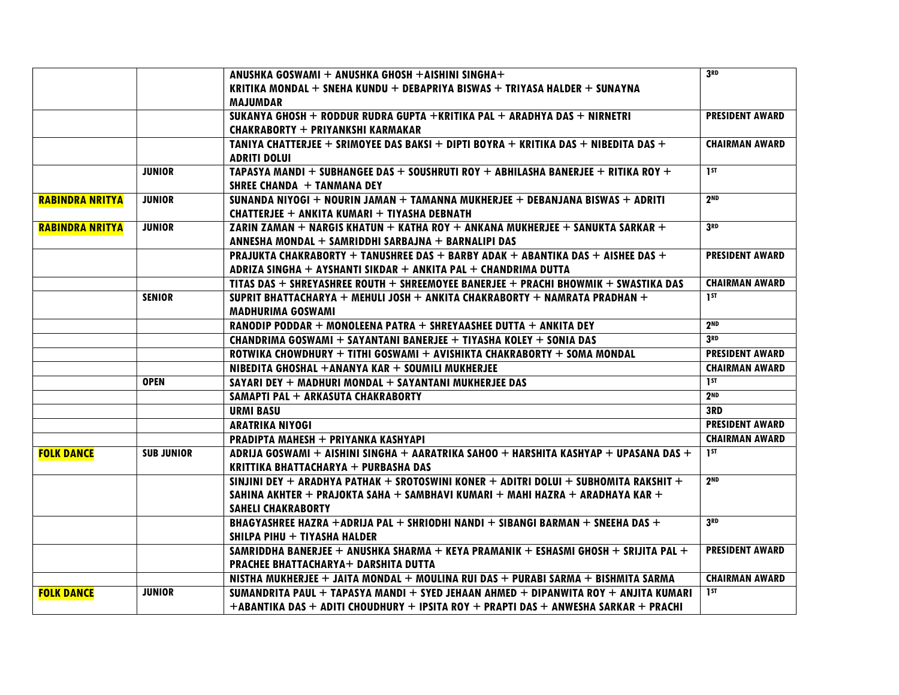| | | | |
|---|---|---|---|
| | | ANUSHKA GOSWAMI + ANUSHKA GHOSH +AISHINI SINGHA+ KRITIKA MONDAL + SNEHA KUNDU + DEBAPRIYA BISWAS + TRIYASA HALDER + SUNAYNA MAJUMDAR | 3RD |
| | | SUKANYA GHOSH + RODDUR RUDRA GUPTA +KRITIKA PAL + ARADHYA DAS + NIRNETRI CHAKRABORTY + PRIYANKSHI KARMAKAR | PRESIDENT AWARD |
| | | TANIYA CHATTERJEE + SRIMOYEE DAS BAKSI + DIPTI BOYRA + KRITIKA DAS + NIBEDITA DAS + ADRITI DOLUI | CHAIRMAN AWARD |
| | JUNIOR | TAPASYA MANDI + SUBHANGEE DAS + SOUSHRUTI ROY + ABHILASHA BANERJEE + RITIKA ROY + SHREE CHANDA + TANMANA DEY | 1ST |
| RABINDRA NRITYA | JUNIOR | SUNANDA NIYOGI + NOURIN JAMAN + TAMANNA MUKHERJEE + DEBANJANA BISWAS + ADRITI CHATTERJEE + ANKITA KUMARI + TIYASHA DEBNATH | 2ND |
| RABINDRA NRITYA | JUNIOR | ZARIN ZAMAN + NARGIS KHATUN + KATHA ROY + ANKANA MUKHERJEE + SANUKTA SARKAR + ANNESHA MONDAL + SAMRIDDHI SARBAJNA + BARNALIPI DAS | 3RD |
| | | PRAJUKTA CHAKRABORTY + TANUSHREE DAS + BARBY ADAK + ABANTIKA DAS + AISHEE DAS + ADRIZA SINGHA + AYSHANTI SIKDAR + ANKITA PAL + CHANDRIMA DUTTA | PRESIDENT AWARD |
| | | TITAS DAS + SHREYASHREE ROUTH + SHREEMOYEE BANERJEE + PRACHI BHOWMIK + SWASTIKA DAS | CHAIRMAN AWARD |
| | SENIOR | SUPRIT BHATTACHARYA + MEHULI JOSH + ANKITA CHAKRABORTY + NAMRATA PRADHAN + MADHURIMA GOSWAMI | 1ST |
| | | RANODIP PODDAR + MONOLEENA PATRA + SHREYAASHEE DUTTA + ANKITA DEY | 2ND |
| | | CHANDRIMA GOSWAMI + SAYANTANI BANERJEE + TIYASHA KOLEY + SONIA DAS | 3RD |
| | | ROTWIKA CHOWDHURY + TITHI GOSWAMI + AVISHIKTA CHAKRABORTY + SOMA MONDAL | PRESIDENT AWARD |
| | | NIBEDITA GHOSHAL +ANANYA KAR + SOUMILI MUKHERJEE | CHAIRMAN AWARD |
| | OPEN | SAYARI DEY + MADHURI MONDAL + SAYANTANI MUKHERJEE DAS | 1ST |
| | | SAMAPTI PAL + ARKASUTA CHAKRABORTY | 2ND |
| | | URMI BASU | 3RD |
| | | ARATRIKA NIYOGI | PRESIDENT AWARD |
| | | PRADIPTA MAHESH + PRIYANKA KASHYAPI | CHAIRMAN AWARD |
| FOLK DANCE | SUB JUNIOR | ADRIJA GOSWAMI + AISHINI SINGHA + AARATRIKA SAHOO + HARSHITA KASHYAP + UPASANA DAS + KRITTIKA BHATTACHARYA + PURBASHA DAS | 1ST |
| | | SINJINI DEY + ARADHYA PATHAK + SROTOSWINI KONER + ADITRI DOLUI + SUBHOMITA RAKSHIT + SAHINA AKHTER + PRAJOKTA SAHA + SAMBHAVI KUMARI + MAHI HAZRA + ARADHAYA KAR + SAHELI CHAKRABORTY | 2ND |
| | | BHAGYASHREE HAZRA +ADRIJA PAL + SHRIODHI NANDI + SIBANGI BARMAN + SNEEHA DAS + SHILPA PIHU + TIYASHA HALDER | 3RD |
| | | SAMRIDDHA BANERJEE + ANUSHKA SHARMA + KEYA PRAMANIK + ESHASMI GHOSH + SRIJITA PAL + PRACHEE BHATTACHARYA+ DARSHITA DUTTA | PRESIDENT AWARD |
| | | NISTHA MUKHERJEE + JAITA MONDAL + MOULINA RUI DAS + PURABI SARMA + BISHMITA SARMA | CHAIRMAN AWARD |
| FOLK DANCE | JUNIOR | SUMANDRITA PAUL + TAPASYA MANDI + SYED JEHAAN AHMED + DIPANWITA ROY + ANJITA KUMARI +ABANTIKA DAS + ADITI CHOUDHURY + IPSITA ROY + PRAPTI DAS + ANWESHA SARKAR + PRACHI | 1ST |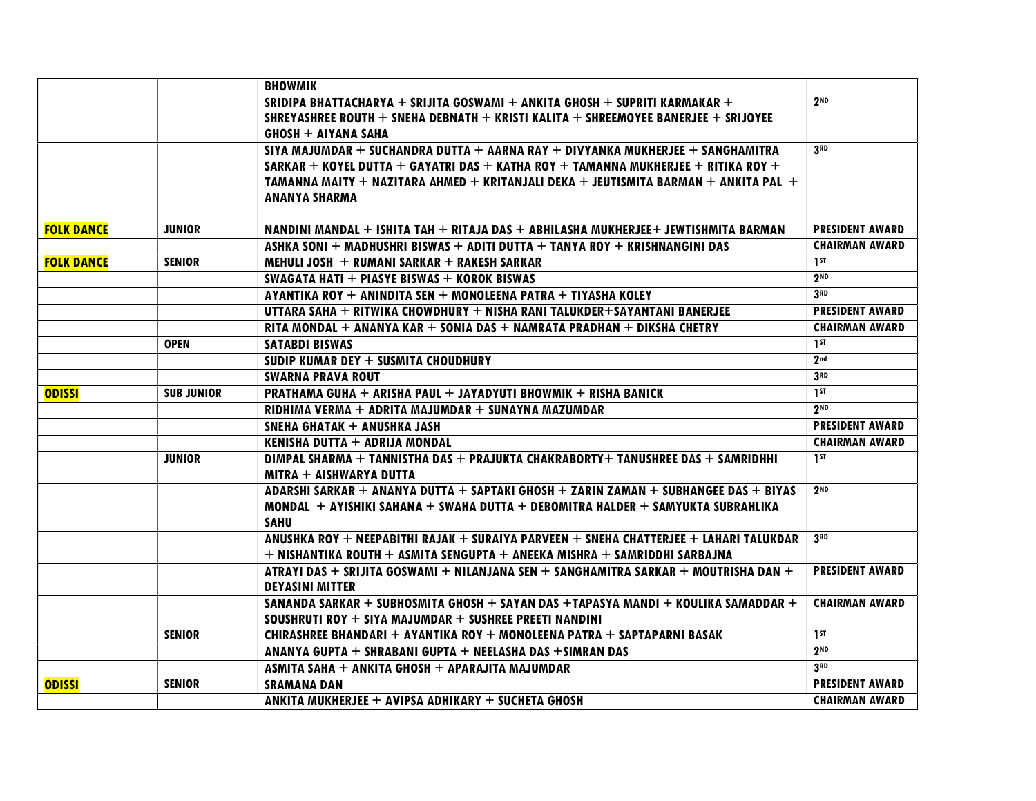| | | | |
|---|---|---|---|
| | | BHOWMIK | |
| | | SRIDIPA BHATTACHARYA + SRIJITA GOSWAMI + ANKITA GHOSH + SUPRITI KARMAKAR + SHREYASHREE ROUTH + SNEHA DEBNATH + KRISTI KALITA + SHREEMOYEE BANERJEE + SRIJOYEE GHOSH + AIYANA SAHA | 2ND |
| | | SIYA MAJUMDAR + SUCHANDRA DUTTA + AARNA RAY + DIVYANKA MUKHERJEE + SANGHAMITRA SARKAR + KOYEL DUTTA + GAYATRI DAS + KATHA ROY + TAMANNA MUKHERJEE + RITIKA ROY + TAMANNA MAITY + NAZITARA AHMED + KRITANJALI DEKA + JEUTISMITA BARMAN + ANKITA PAL + ANANYA SHARMA | 3RD |
| FOLK DANCE | JUNIOR | NANDINI MANDAL + ISHITA TAH + RITAJA DAS + ABHILASHA MUKHERJEE+ JEWTISHMITA BARMAN | PRESIDENT AWARD |
| | | ASHKA SONI + MADHUSHRI BISWAS + ADITI DUTTA + TANYA ROY + KRISHNANGINI DAS | CHAIRMAN AWARD |
| FOLK DANCE | SENIOR | MEHULI JOSH + RUMANI SARKAR + RAKESH SARKAR | 1ST |
| | | SWAGATA HATI + PIASYE BISWAS + KOROK BISWAS | 2ND |
| | | AYANTIKA ROY + ANINDITA SEN + MONOLEENA PATRA + TIYASHA KOLEY | 3RD |
| | | UTTARA SAHA + RITWIKA CHOWDHURY + NISHA RANI TALUKDER+SAYANTANI BANERJEE | PRESIDENT AWARD |
| | | RITA MONDAL + ANANYA KAR + SONIA DAS + NAMRATA PRADHAN + DIKSHA CHETRY | CHAIRMAN AWARD |
| | OPEN | SATABDI BISWAS | 1ST |
| | | SUDIP KUMAR DEY + SUSMITA CHOUDHURY | 2nd |
| | | SWARNA PRAVA ROUT | 3RD |
| ODISSI | SUB JUNIOR | PRATHAMA GUHA + ARISHA PAUL + JAYADYUTI BHOWMIK + RISHA BANICK | 1ST |
| | | RIDHIMA VERMA + ADRITA MAJUMDAR + SUNAYNA MAZUMDAR | 2ND |
| | | SNEHA GHATAK + ANUSHKA JASH | PRESIDENT AWARD |
| | | KENISHA DUTTA + ADRIJA MONDAL | CHAIRMAN AWARD |
| | JUNIOR | DIMPAL SHARMA + TANNISTHA DAS + PRAJUKTA CHAKRABORTY+ TANUSHREE DAS + SAMRIDHHI MITRA + AISHWARYA DUTTA | 1ST |
| | | ADARSHI SARKAR + ANANYA DUTTA + SAPTAKI GHOSH + ZARIN ZAMAN + SUBHANGEE DAS + BIYAS MONDAL + AYISHIKI SAHANA + SWAHA DUTTA + DEBOMITRA HALDER + SAMYUKTA SUBRAHLIKA SAHU | 2ND |
| | | ANUSHKA ROY + NEEPABITHI RAJAK + SURAIYA PARVEEN + SNEHA CHATTERJEE + LAHARI TALUKDAR + NISHANTIKA ROUTH + ASMITA SENGUPTA + ANEEKA MISHRA + SAMRIDDHI SARBAJNA | 3RD |
| | | ATRAYI DAS + SRIJITA GOSWAMI + NILANJANA SEN + SANGHAMITRA SARKAR + MOUTRISHA DAN + DEYASINI MITTER | PRESIDENT AWARD |
| | | SANANDA SARKAR + SUBHOSMITA GHOSH + SAYAN DAS +TAPASYA MANDI + KOULIKA SAMADDAR + SOUSHRUTI ROY + SIYA MAJUMDAR + SUSHREE PREETI NANDINI | CHAIRMAN AWARD |
| | SENIOR | CHIRASHREE BHANDARI + AYANTIKA ROY + MONOLEENA PATRA + SAPTAPARNI BASAK | 1ST |
| | | ANANYA GUPTA + SHRABANI GUPTA + NEELASHA DAS +SIMRAN DAS | 2ND |
| | | ASMITA SAHA + ANKITA GHOSH + APARAJITA MAJUMDAR | 3RD |
| ODISSI | SENIOR | SRAMANA DAN | PRESIDENT AWARD |
| | | ANKITA MUKHERJEE + AVIPSA ADHIKARY + SUCHETA GHOSH | CHAIRMAN AWARD |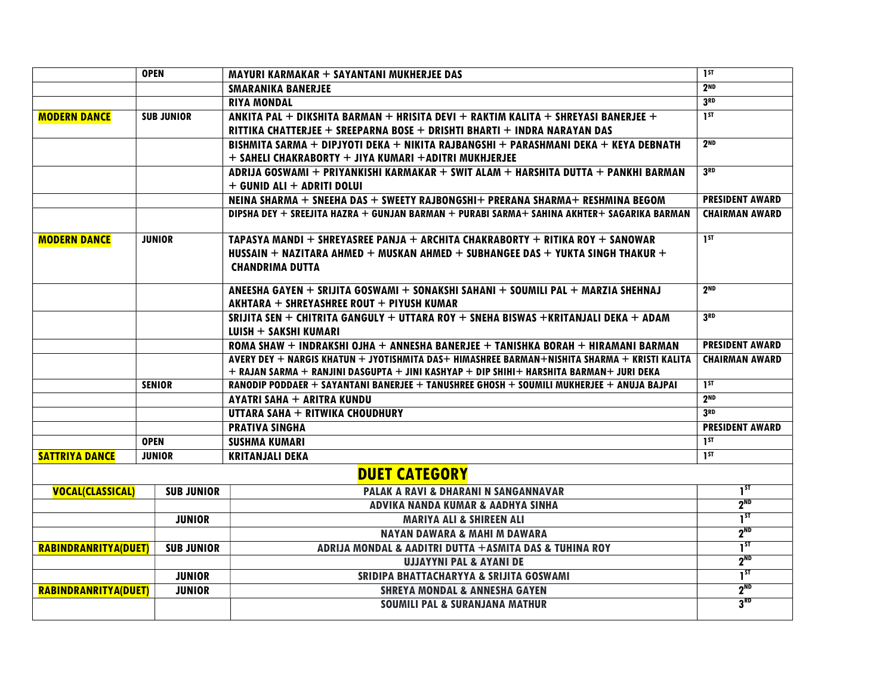| | | | |
|---|---|---|---|
| | OPEN | MAYURI KARMAKAR + SAYANTANI MUKHERJEE DAS | 1ST |
| | | SMARANIKA BANERJEE | 2ND |
| | | RIYA MONDAL | 3RD |
| MODERN DANCE | SUB JUNIOR | ANKITA PAL + DIKSHITA BARMAN + HRISITA DEVI + RAKTIM KALITA + SHREYASI BANERJEE + RITTIKA CHATTERJEE + SREEPARNA BOSE + DRISHTI BHARTI + INDRA NARAYAN DAS | 1ST |
| | | BISHMITA SARMA + DIPJYOTI DEKA + NIKITA RAJBANGSHI + PARASHMANI DEKA + KEYA DEBNATH + SAHELI CHAKRABORTY + JIYA KUMARI +ADITRI MUKHJERJEE | 2ND |
| | | ADRIJA GOSWAMI + PRIYANKISHI KARMAKAR + SWIT ALAM + HARSHITA DUTTA + PANKHI BARMAN + GUNID ALI + ADRITI DOLUI | 3RD |
| | | NEINA SHARMA + SNEEHA DAS + SWEETY RAJBONGSHI+ PRERANA SHARMA+ RESHMINA BEGOM | PRESIDENT AWARD |
| | | DIPSHA DEY + SREEJITA HAZRA + GUNJAN BARMAN + PURABI SARMA+ SAHINA AKHTER+ SAGARIKA BARMAN | CHAIRMAN AWARD |
| MODERN DANCE | JUNIOR | TAPASYA MANDI + SHREYASREE PANJA + ARCHITA CHAKRABORTY + RITIKA ROY + SANOWAR HUSSAIN + NAZITARA AHMED + MUSKAN AHMED + SUBHANGEE DAS + YUKTA SINGH THAKUR + CHANDRIMA DUTTA | 1ST |
| | | ANEESHA GAYEN + SRIJITA GOSWAMI + SONAKSHI SAHANI + SOUMILI PAL + MARZIA SHEHNAJ AKHTARA + SHREYASHREE ROUT + PIYUSH KUMAR | 2ND |
| | | SRIJITA SEN + CHITRITA GANGULY + UTTARA ROY + SNEHA BISWAS +KRITANJALI DEKA + ADAM LUISH + SAKSHI KUMARI | 3RD |
| | | ROMA SHAW + INDRAKSHI OJHA + ANNESHA BANERJEE + TANISHKA BORAH + HIRAMANI BARMAN | PRESIDENT AWARD |
| | | AVERY DEY + NARGIS KHATUN + JYOTISHMITA DAS+ HIMASHREE BARMAN+NISHITA SHARMA + KRISTI KALITA + RAJAN SARMA + RANJINI DASGUPTA + JINI KASHYAP + DIP SHIHI+ HARSHITA BARMAN+ JURI DEKA | CHAIRMAN AWARD |
| | SENIOR | RANODIP PODDAER + SAYANTANI BANERJEE + TANUSHREE GHOSH + SOUMILI MUKHERJEE + ANUJA BAJPAI | 1ST |
| | | AYATRI SAHA + ARITRA KUNDU | 2ND |
| | | UTTARA SAHA + RITWIKA CHOUDHURY | 3RD |
| | | PRATIVA SINGHA | PRESIDENT AWARD |
| | OPEN | SUSHMA KUMARI | 1ST |
| SATTRIYA DANCE | JUNIOR | KRITANJALI DEKA | 1ST |

## DUET CATEGORY

| | | | |
|---|---|---|---|
| VOCAL(CLASSICAL) | SUB JUNIOR | PALAK A RAVI & DHARANI N SANGANNAVAR | 1ST |
| | | ADVIKA NANDA KUMAR & AADHYA SINHA | 2ND |
| | JUNIOR | MARIYA ALI & SHIREEN ALI | 1ST |
| | | NAYAN DAWARA & MAHI M DAWARA | 2ND |
| RABINDRANRITYA(DUET) | SUB JUNIOR | ADRIJA MONDAL & AADITRI DUTTA +ASMITA DAS & TUHINA ROY | 1ST |
| | | UJJAYYNI PAL & AYANI DE | 2ND |
| | JUNIOR | SRIDIPA BHATTACHARYYA & SRIJITA GOSWAMI | 1ST |
| RABINDRANRITYA(DUET) | JUNIOR | SHREYA MONDAL & ANNESHA GAYEN | 2ND |
| | | SOUMILI PAL & SURANJANA MATHUR | 3RD |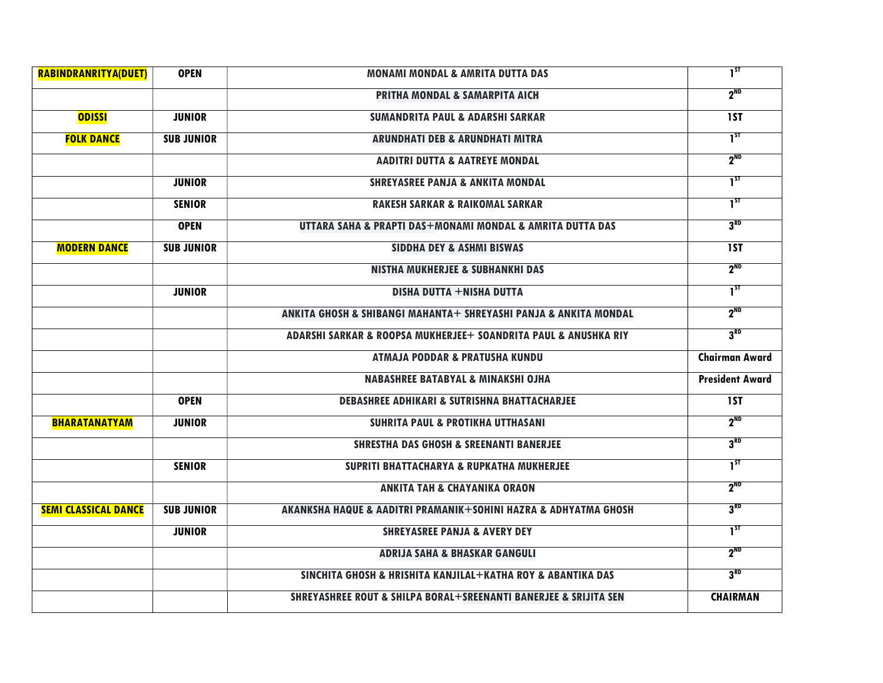| RABINDRANRITYA(DUET) | OPEN | MONAMI MONDAL & AMRITA DUTTA DAS | 1ST |
|---|---|---|---|
| | | PRITHA MONDAL & SAMARPITA AICH | 2ND |
| ODISSI | JUNIOR | SUMANDRITA PAUL & ADARSHI SARKAR | 1ST |
| FOLK DANCE | SUB JUNIOR | ARUNDHATI DEB & ARUNDHATI MITRA | 1ST |
| | | AADITRI DUTTA & AATREYE MONDAL | 2ND |
| | JUNIOR | SHREYASREE PANJA & ANKITA MONDAL | 1ST |
| | SENIOR | RAKESH SARKAR & RAIKOMAL SARKAR | 1ST |
| | OPEN | UTTARA SAHA & PRAPTI DAS+MONAMI MONDAL & AMRITA DUTTA DAS | 3RD |
| MODERN DANCE | SUB JUNIOR | SIDDHA DEY & ASHMI BISWAS | 1ST |
| | | NISTHA MUKHERJEE & SUBHANKHI DAS | 2ND |
| | JUNIOR | DISHA DUTTA +NISHA DUTTA | 1ST |
| | | ANKITA GHOSH & SHIBANGI MAHANTA+ SHREYASHI PANJA & ANKITA MONDAL | 2ND |
| | | ADARSHI SARKAR & ROOPSA MUKHERJEE+ SOANDRITA PAUL & ANUSHKA RIY | 3RD |
| | | ATMAJA PODDAR & PRATUSHA KUNDU | Chairman Award |
| | | NABASHREE BATABYAL & MINAKSHI OJHA | President Award |
| | OPEN | DEBASHREE ADHIKARI & SUTRISHNA BHATTACHARJEE | 1ST |
| BHARATANATYAM | JUNIOR | SUHRITA PAUL & PROTIKHA UTTHASANI | 2ND |
| | | SHRESTHA DAS GHOSH & SREENANTI BANERJEE | 3RD |
| | SENIOR | SUPRITI BHATTACHARYA & RUPKATHA MUKHERJEE | 1ST |
| | | ANKITA TAH & CHAYANIKA ORAON | 2ND |
| SEMI CLASSICAL DANCE | SUB JUNIOR | AKANKSHA HAQUE & AADITRI PRAMANIK+SOHINI HAZRA & ADHYATMA GHOSH | 3RD |
| | JUNIOR | SHREYASREE PANJA & AVERY DEY | 1ST |
| | | ADRIJA SAHA & BHASKAR GANGULI | 2ND |
| | | SINCHITA GHOSH & HRISHITA KANJILAL+KATHA ROY & ABANTIKA DAS | 3RD |
| | | SHREYASHREE ROUT & SHILPA BORAL+SREENANTI BANERJEE & SRIJITA SEN | CHAIRMAN |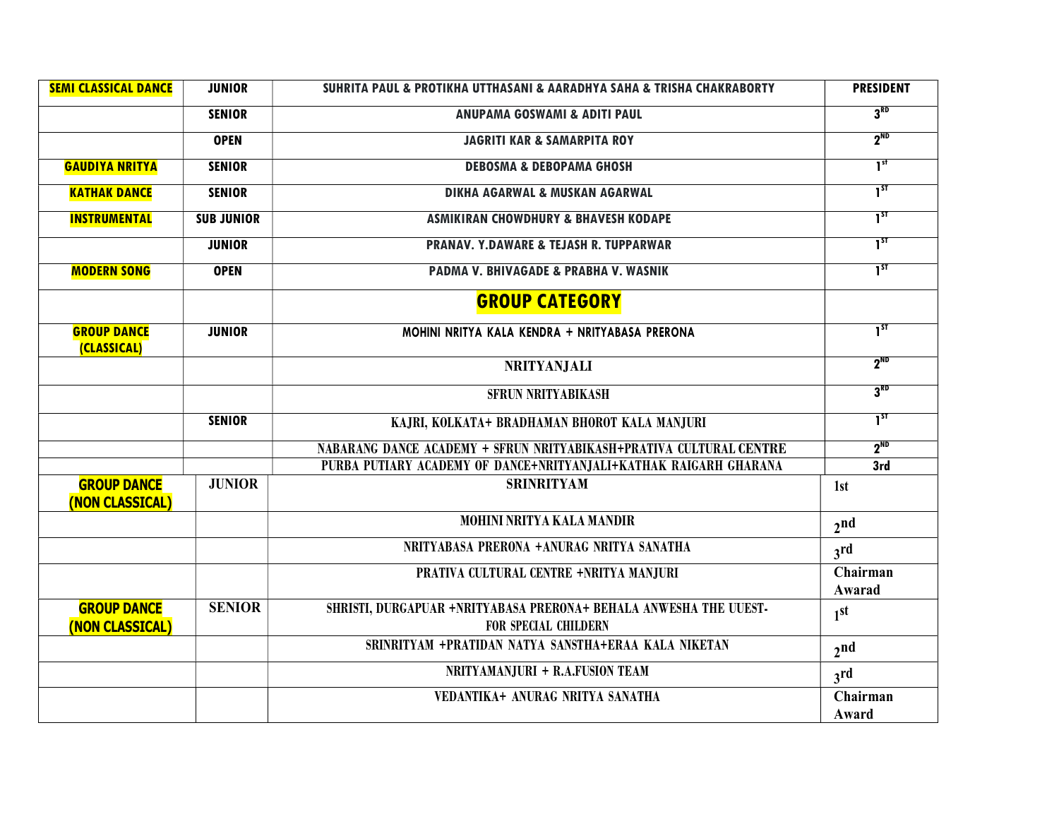| SEMI CLASSICAL DANCE | JUNIOR | SUHRITA PAUL & PROTIKHA UTTHASANI & AARADHYA SAHA & TRISHA CHAKRABORTY | PRESIDENT |
|---|---|---|---|
| | SENIOR | ANUPAMA GOSWAMI & ADITI PAUL | 3RD |
| | OPEN | JAGRITI KAR & SAMARPITA ROY | 2ND |
| GAUDIYA NRITYA | SENIOR | DEBOSMA & DEBOPAMA GHOSH | 1st |
| KATHAK DANCE | SENIOR | DIKHA AGARWAL & MUSKAN AGARWAL | 1ST |
| INSTRUMENTAL | SUB JUNIOR | ASMIKIRAN CHOWDHURY & BHAVESH KODAPE | 1ST |
| | JUNIOR | PRANAV. Y.DAWARE & TEJASH R. TUPPARWAR | 1ST |
| MODERN SONG | OPEN | PADMA V. BHIVAGADE & PRABHA V. WASNIK | 1ST |
| | | **GROUP CATEGORY** | |
| GROUP DANCE (CLASSICAL) | JUNIOR | MOHINI NRITYA KALA KENDRA + NRITYABASA PRERONA | 1ST |
| | | NRITYANJALI | 2ND |
| | | SFRUN NRITYABIKASH | 3RD |
| | SENIOR | KAJRI, KOLKATA+ BRADHAMAN BHOROT KALA MANJURI | 1ST |
| | | NABARANG DANCE ACADEMY + SFRUN NRITYABIKASH+PRATIVA CULTURAL CENTRE | 2ND |
| | | PURBA PUTIARY ACADEMY OF DANCE+NRITYANJALI+KATHAK RAIGARH GHARANA | 3rd |
| GROUP DANCE (NON CLASSICAL) | JUNIOR | SRINRITYAM | 1st |
| | | MOHINI NRITYA KALA MANDIR | 2nd |
| | | NRITYABASA PRERONA +ANURAG NRITYA SANATHA | 3rd |
| | | PRATIVA CULTURAL CENTRE +NRITYA MANJURI | Chairman Awarad |
| GROUP DANCE (NON CLASSICAL) | SENIOR | SHRISTI, DURGAPUAR +NRITYABASA PRERONA+ BEHALA ANWESHA THE UUEST- FOR SPECIAL CHILDERN | 1st |
| | | SRINRITYAM +PRATIDAN NATYA SANSTHA+ERAA KALA NIKETAN | 2nd |
| | | NRITYAMANJURI + R.A.FUSION TEAM | 3rd |
| | | VEDANTIKA+ ANURAG NRITYA SANATHA | Chairman Award |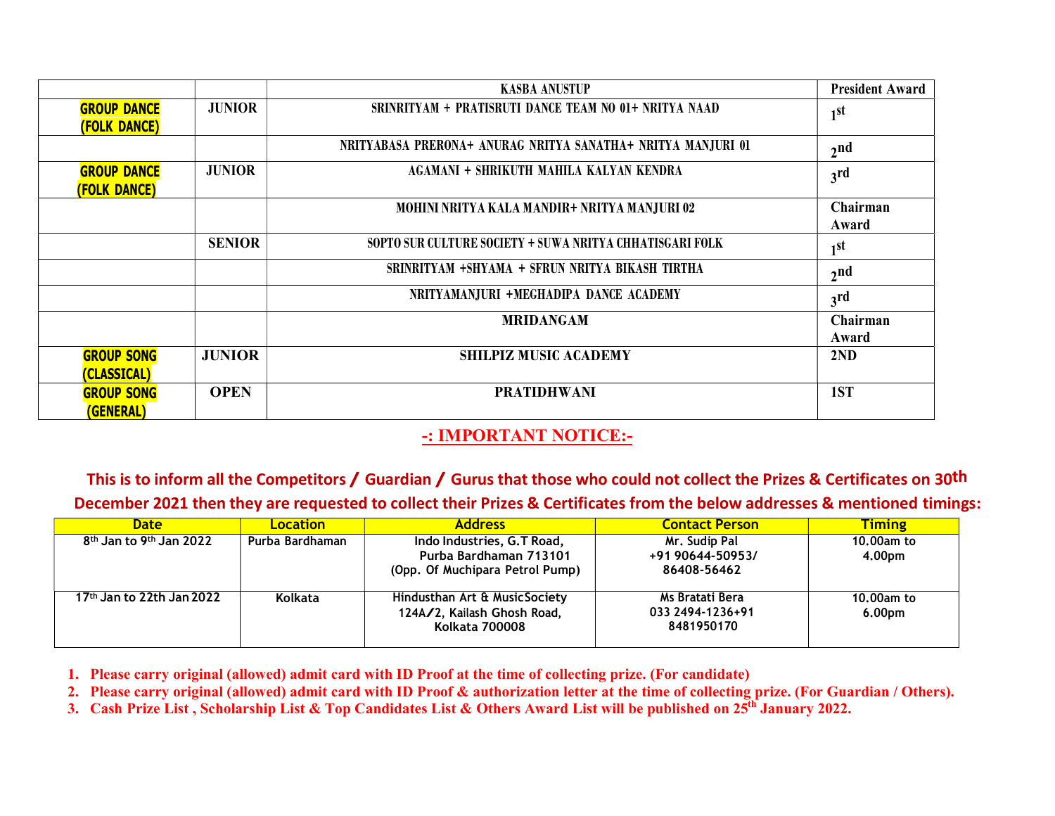|  |  | KASBA ANUSTUP | President Award |
|---|---|---|---|
| **GROUP DANCE (FOLK DANCE)** | JUNIOR | SRINRITYAM + PRATISRUTI DANCE TEAM NO 01+ NRITYA NAAD | 1st |
|  |  | NRITYABASA PRERONA+ ANURAG NRITYA SANATHA+ NRITYA MANJURI 01 | 2nd |
| **GROUP DANCE (FOLK DANCE)** | JUNIOR | AGAMANI + SHRIKUTH MAHILA KALYAN KENDRA | 3rd |
|  |  | MOHINI NRITYA KALA MANDIR+ NRITYA MANJURI 02 | Chairman Award |
|  | SENIOR | SOPTO SUR CULTURE SOCIETY + SUWA NRITYA CHHATISGARI FOLK | 1st |
|  |  | SRINRITYAM +SHYAMA + SFRUN NRITYA BIKASH TIRTHA | 2nd |
|  |  | NRITYAMANJURI +MEGHADIPA DANCE ACADEMY | 3rd |
|  |  | MRIDANGAM | Chairman Award |
| **GROUP SONG (CLASSICAL)** | JUNIOR | SHILPIZ MUSIC ACADEMY | 2ND |
| **GROUP SONG (GENERAL)** | OPEN | PRATIDHWANI | 1ST |

## -: IMPORTANT NOTICE:-

**This is to inform all the Competitors / Guardian / Gurus that those who could not collect the Prizes & Certificates on 30th December 2021 then they are requested to collect their Prizes & Certificates from the below addresses & mentioned timings:**

| Date | Location | Address | Contact Person | Timing |
|---|---|---|---|---|
| 8th Jan to 9th Jan 2022 | Purba Bardhaman | Indo Industries, G.T Road, Purba Bardhaman 713101 (Opp. Of Muchipara Petrol Pump) | Mr. Sudip Pal +91 90644-50953/ 86408-56462 | 10.00am to 4.00pm |
| 17th Jan to 22th Jan 2022 | Kolkata | Hindusthan Art & MusicSociety 124A/2, Kailash Ghosh Road, Kolkata 700008 | Ms Bratati Bera 033 2494-1236+91 8481950170 | 10.00am to 6.00pm |

1. **Please carry original (allowed) admit card with ID Proof at the time of collecting prize. (For candidate)**
2. **Please carry original (allowed) admit card with ID Proof & authorization letter at the time of collecting prize. (For Guardian / Others).**
3. **Cash Prize List , Scholarship List & Top Candidates List & Others Award List will be published on 25th January 2022.**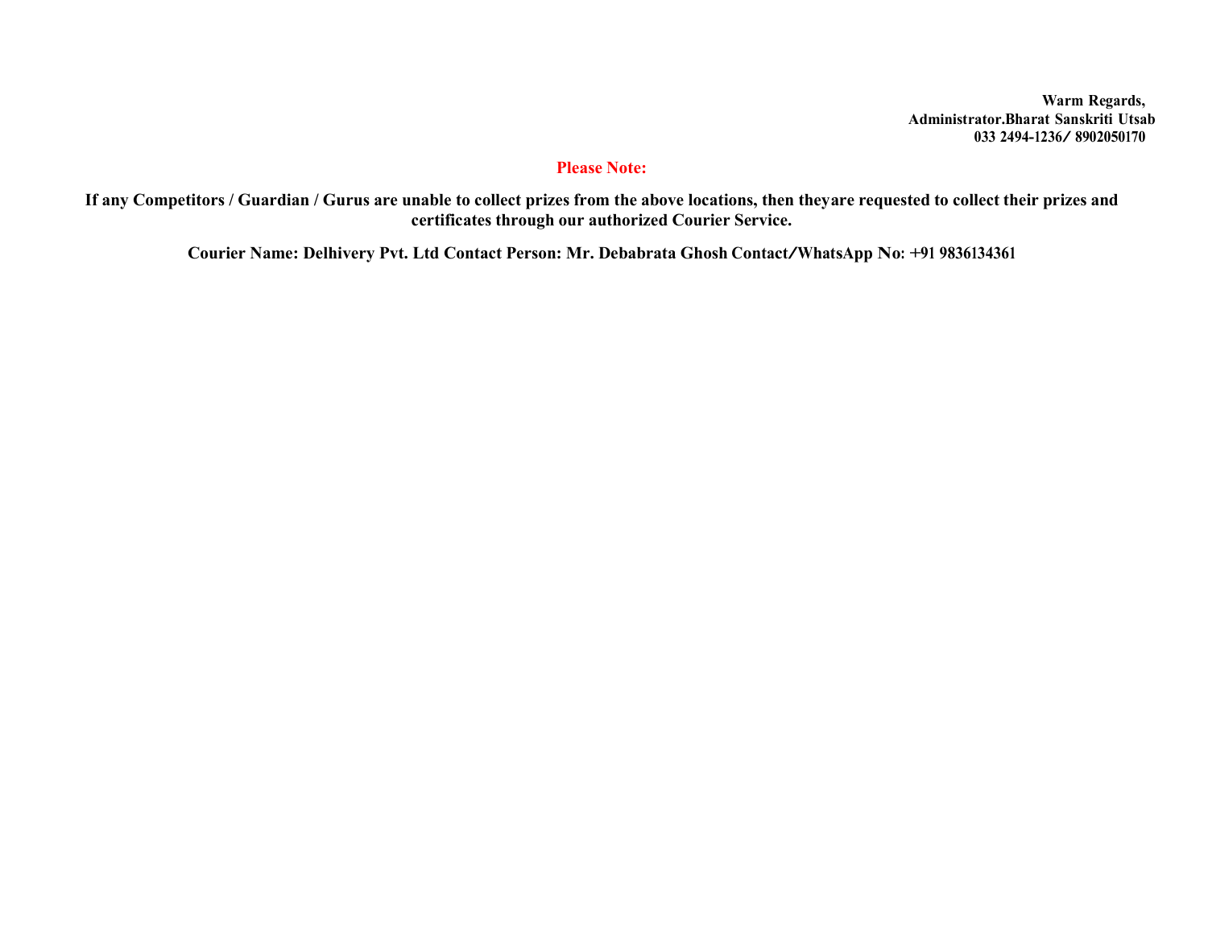**Warm Regards,**
**Administrator.Bharat Sanskriti Utsab**
**033 2494-1236/ 8902050170**

**Please Note:**

**If any Competitors / Guardian / Gurus are unable to collect prizes from the above locations, then theyare requested to collect their prizes and certificates through our authorized Courier Service.**

**Courier Name: Delhivery Pvt. Ltd Contact Person: Mr. Debabrata Ghosh Contact/WhatsApp No: +91 9836134361**